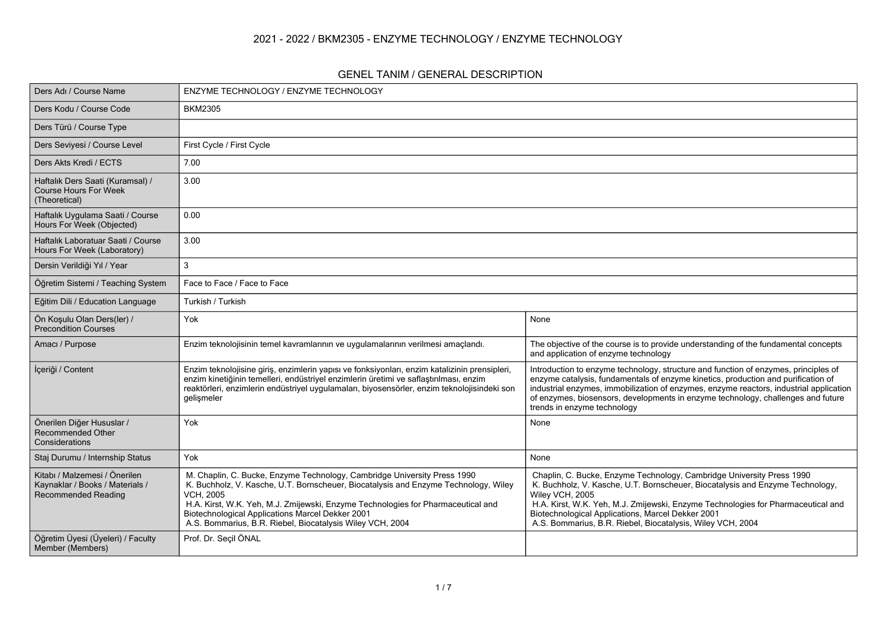# 2021 - 2022 / BKM2305 - ENZYME TECHNOLOGY / ENZYME TECHNOLOGY

## GENEL TANIM / GENERAL DESCRIPTION

| Ders Adı / Course Name | ENZYME TECHNOLOGY / ENZYME TECHNOLOGY | |
|---|---|---|
| Ders Kodu / Course Code | BKM2305 | |
| Ders Türü / Course Type | | |
| Ders Seviyesi / Course Level | First Cycle / First Cycle | |
| Ders Akts Kredi / ECTS | 7.00 | |
| Haftalık Ders Saati (Kuramsal) / Course Hours For Week (Theoretical) | 3.00 | |
| Haftalık Uygulama Saati / Course Hours For Week (Objected) | 0.00 | |
| Haftalık Laboratuar Saati / Course Hours For Week (Laboratory) | 3.00 | |
| Dersin Verildiği Yıl / Year | 3 | |
| Öğretim Sistemi / Teaching System | Face to Face / Face to Face | |
| Eğitim Dili / Education Language | Turkish / Turkish | |
| Ön Koşulu Olan Ders(ler) / Precondition Courses | Yok | None |
| Amacı / Purpose | Enzim teknolojisinin temel kavramlarının ve uygulamalarının verilmesi amaçlandı. | The objective of the course is to provide understanding of the fundamental concepts and application of enzyme technology |
| İçeriği / Content | Enzim teknolojisine giriş, enzimlerin yapısı ve fonksiyonları, enzim katalizinin prensipleri, enzim kinetiğinin temelleri, endüstriyel enzimlerin üretimi ve saflaştırılması, enzim reaktörleri, enzimlerin endüstriyel uygulamaları, biyosensörler, enzim teknolojisindeki son gelişmeler | Introduction to enzyme technology, structure and function of enzymes, principles of enzyme catalysis, fundamentals of enzyme kinetics, production and purification of industrial enzymes, immobilization of enzymes, enzyme reactors, industrial application of enzymes, biosensors, developments in enzyme technology, challenges and future trends in enzyme technology |
| Önerilen Diğer Hususlar / Recommended Other Considerations | Yok | None |
| Staj Durumu / Internship Status | Yok | None |
| Kitabı / Malzemesi / Önerilen Kaynaklar / Books / Materials / Recommended Reading | M. Chaplin, C. Bucke, Enzyme Technology, Cambridge University Press 1990<br>K. Buchholz, V. Kasche, U.T. Bornscheuer, Biocatalysis and Enzyme Technology, Wiley VCH, 2005<br>H.A. Kirst, W.K. Yeh, M.J. Zmijewski, Enzyme Technologies for Pharmaceutical and Biotechnological Applications Marcel Dekker 2001<br>A.S. Bommarius, B.R. Riebel, Biocatalysis Wiley VCH, 2004 | Chaplin, C. Bucke, Enzyme Technology, Cambridge University Press 1990<br>K. Buchholz, V. Kasche, U.T. Bornscheuer, Biocatalysis and Enzyme Technology, Wiley VCH, 2005<br>H.A. Kirst, W.K. Yeh, M.J. Zmijewski, Enzyme Technologies for Pharmaceutical and Biotechnological Applications, Marcel Dekker 2001<br>A.S. Bommarius, B.R. Riebel, Biocatalysis, Wiley VCH, 2004 |
| Öğretim Üyesi (Üyeleri) / Faculty Member (Members) | Prof. Dr. Seçil ÖNAL | |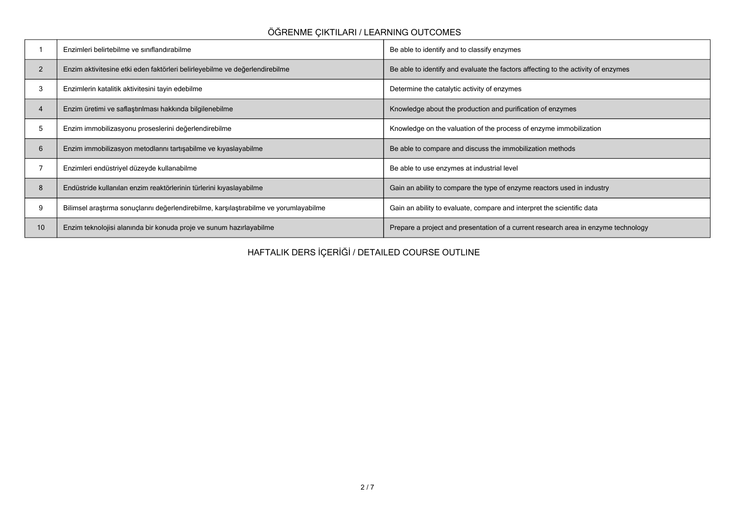## ÖĞRENME ÇIKTILARI / LEARNING OUTCOMES

| | | |
|---|---|---|
| 1 | Enzimleri belirtebilme ve sınıflandırabilme | Be able to identify and to classify enzymes |
| 2 | Enzim aktivitesine etki eden faktörleri belirleyebilme ve değerlendirebilme | Be able to identify and evaluate the factors affecting to the activity of enzymes |
| 3 | Enzimlerin katalitik aktivitesini tayin edebilme | Determine the catalytic activity of enzymes |
| 4 | Enzim üretimi ve saflaştırılması hakkında bilgilenebilme | Knowledge about the production and purification of enzymes |
| 5 | Enzim immobilizasyonu proseslerini değerlendirebilme | Knowledge on the valuation of the process of enzyme immobilization |
| 6 | Enzim immobilizasyon metodlarını tartışabilme ve kıyaslayabilme | Be able to compare and discuss the immobilization methods |
| 7 | Enzimleri endüstriyel düzeyde kullanabilme | Be able to use enzymes at industrial level |
| 8 | Endüstride kullanılan enzim reaktörlerinin türlerini kıyaslayabilme | Gain an ability to compare the type of enzyme reactors used in industry |
| 9 | Bilimsel araştırma sonuçlarını değerlendirebilme, karşılaştırabilme ve yorumlayabilme | Gain an ability to evaluate, compare and interpret the scientific data |
| 10 | Enzim teknolojisi alanında bir konuda proje ve sunum hazırlayabilme | Prepare a project and presentation of a current research area in enzyme technology |

## HAFTALIK DERS İÇERİĞİ / DETAILED COURSE OUTLINE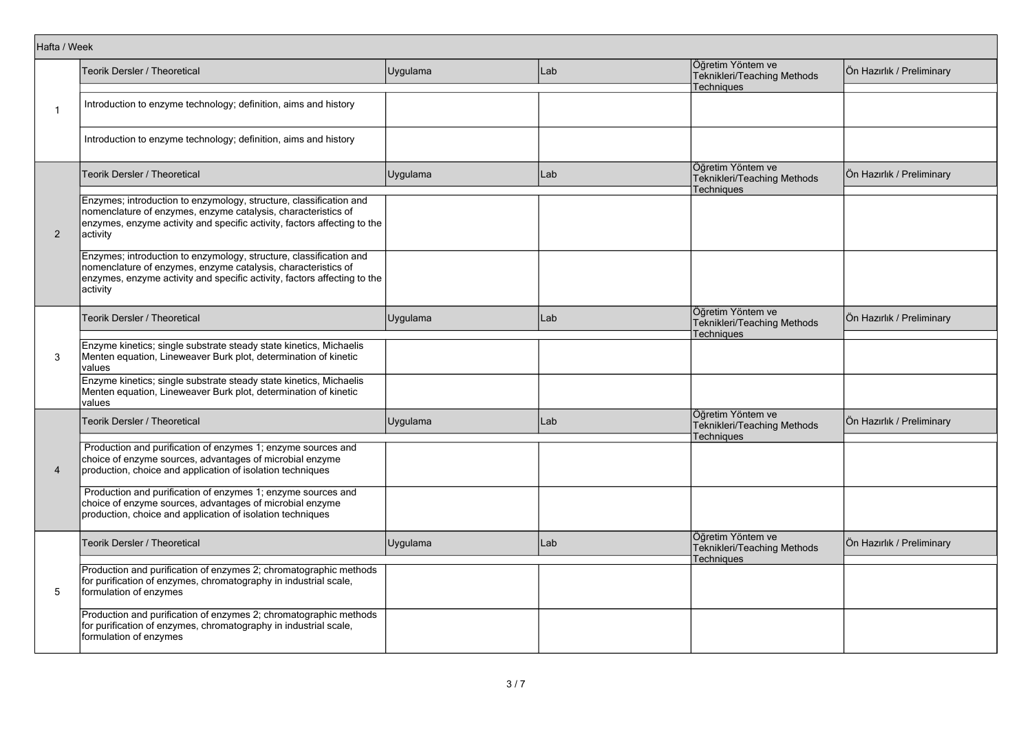| Hafta / Week | Teorik Dersler / Theoretical | Uygulama | Lab | Öğretim Yöntem ve Teknikleri/Teaching Methods Techniques | Ön Hazırlık / Preliminary |
|---|---|---|---|---|---|
| 1 | Introduction to enzyme technology; definition, aims and history | | | | |
| | Introduction to enzyme technology; definition, aims and history | | | | |
| 2 | Enzymes; introduction to enzymology, structure, classification and nomenclature of enzymes, enzyme catalysis, characteristics of enzymes, enzyme activity and specific activity, factors affecting to the activity | | | | |
| | Enzymes; introduction to enzymology, structure, classification and nomenclature of enzymes, enzyme catalysis, characteristics of enzymes, enzyme activity and specific activity, factors affecting to the activity | | | | |
| 3 | Enzyme kinetics; single substrate steady state kinetics, Michaelis Menten equation, Lineweaver Burk plot, determination of kinetic values | | | | |
| | Enzyme kinetics; single substrate steady state kinetics, Michaelis Menten equation, Lineweaver Burk plot, determination of kinetic values | | | | |
| 4 | Production and purification of enzymes 1; enzyme sources and choice of enzyme sources, advantages of microbial enzyme production, choice and application of isolation techniques | | | | |
| | Production and purification of enzymes 1; enzyme sources and choice of enzyme sources, advantages of microbial enzyme production, choice and application of isolation techniques | | | | |
| 5 | Production and purification of enzymes 2; chromatographic methods for purification of enzymes, chromatography in industrial scale, formulation of enzymes | | | | |
| | Production and purification of enzymes 2; chromatographic methods for purification of enzymes, chromatography in industrial scale, formulation of enzymes | | | | |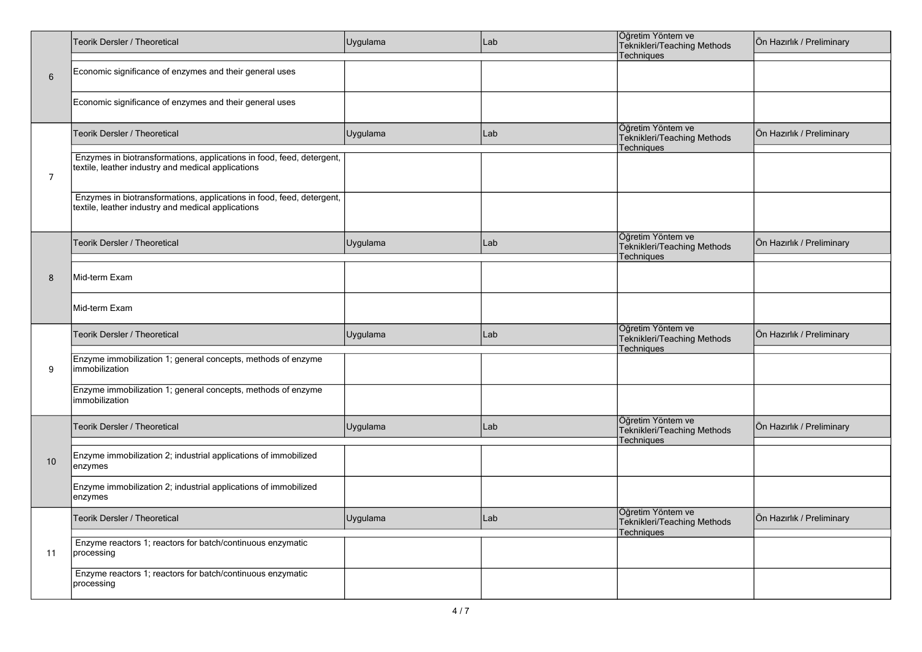| | Teorik Dersler / Theoretical | Uygulama | Lab | Öğretim Yöntem ve Teknikleri/Teaching Methods Techniques | Ön Hazırlık / Preliminary |
|---|---|---|---|---|---|
| 6 | Economic significance of enzymes and their general uses | | | | |
| | Economic significance of enzymes and their general uses | | | | |
| | Teorik Dersler / Theoretical | Uygulama | Lab | Öğretim Yöntem ve Teknikleri/Teaching Methods Techniques | Ön Hazırlık / Preliminary |
| 7 | Enzymes in biotransformations, applications in food, feed, detergent, textile, leather industry and medical applications | | | | |
| | Enzymes in biotransformations, applications in food, feed, detergent, textile, leather industry and medical applications | | | | |
| | Teorik Dersler / Theoretical | Uygulama | Lab | Öğretim Yöntem ve Teknikleri/Teaching Methods Techniques | Ön Hazırlık / Preliminary |
| 8 | Mid-term Exam | | | | |
| | Mid-term Exam | | | | |
| | Teorik Dersler / Theoretical | Uygulama | Lab | Öğretim Yöntem ve Teknikleri/Teaching Methods Techniques | Ön Hazırlık / Preliminary |
| 9 | Enzyme immobilization 1; general concepts, methods of enzyme immobilization | | | | |
| | Enzyme immobilization 1; general concepts, methods of enzyme immobilization | | | | |
| | Teorik Dersler / Theoretical | Uygulama | Lab | Öğretim Yöntem ve Teknikleri/Teaching Methods Techniques | Ön Hazırlık / Preliminary |
| 10 | Enzyme immobilization 2; industrial applications of immobilized enzymes | | | | |
| | Enzyme immobilization 2; industrial applications of immobilized enzymes | | | | |
| | Teorik Dersler / Theoretical | Uygulama | Lab | Öğretim Yöntem ve Teknikleri/Teaching Methods Techniques | Ön Hazırlık / Preliminary |
| 11 | Enzyme reactors 1; reactors for batch/continuous enzymatic processing | | | | |
| | Enzyme reactors 1; reactors for batch/continuous enzymatic processing | | | | |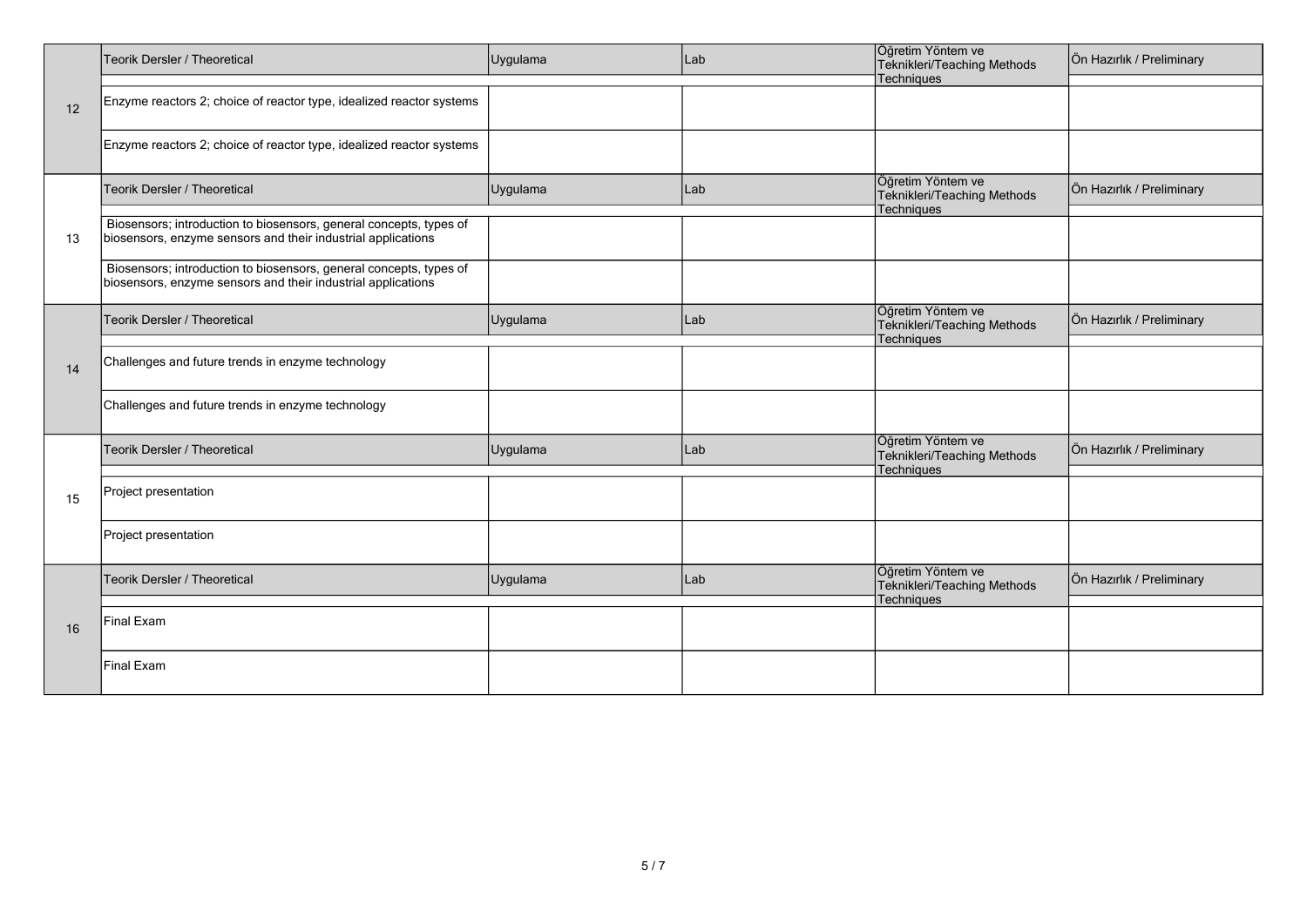| | Teorik Dersler / Theoretical | Uygulama | Lab | Öğretim Yöntem ve Teknikleri/Teaching Methods Techniques | Ön Hazırlık / Preliminary |
|---|---|---|---|---|---|
| 12 | Enzyme reactors 2; choice of reactor type, idealized reactor systems | | | | |
| | Enzyme reactors 2; choice of reactor type, idealized reactor systems | | | | |

| | Teorik Dersler / Theoretical | Uygulama | Lab | Öğretim Yöntem ve Teknikleri/Teaching Methods Techniques | Ön Hazırlık / Preliminary |
|---|---|---|---|---|---|
| 13 | Biosensors; introduction to biosensors, general concepts, types of biosensors, enzyme sensors and their industrial applications | | | | |
| | Biosensors; introduction to biosensors, general concepts, types of biosensors, enzyme sensors and their industrial applications | | | | |

| | Teorik Dersler / Theoretical | Uygulama | Lab | Öğretim Yöntem ve Teknikleri/Teaching Methods Techniques | Ön Hazırlık / Preliminary |
|---|---|---|---|---|---|
| 14 | Challenges and future trends in enzyme technology | | | | |
| | Challenges and future trends in enzyme technology | | | | |

| | Teorik Dersler / Theoretical | Uygulama | Lab | Öğretim Yöntem ve Teknikleri/Teaching Methods Techniques | Ön Hazırlık / Preliminary |
|---|---|---|---|---|---|
| 15 | Project presentation | | | | |
| | Project presentation | | | | |

| | Teorik Dersler / Theoretical | Uygulama | Lab | Öğretim Yöntem ve Teknikleri/Teaching Methods Techniques | Ön Hazırlık / Preliminary |
|---|---|---|---|---|---|
| 16 | Final Exam | | | | |
| | Final Exam | | | | |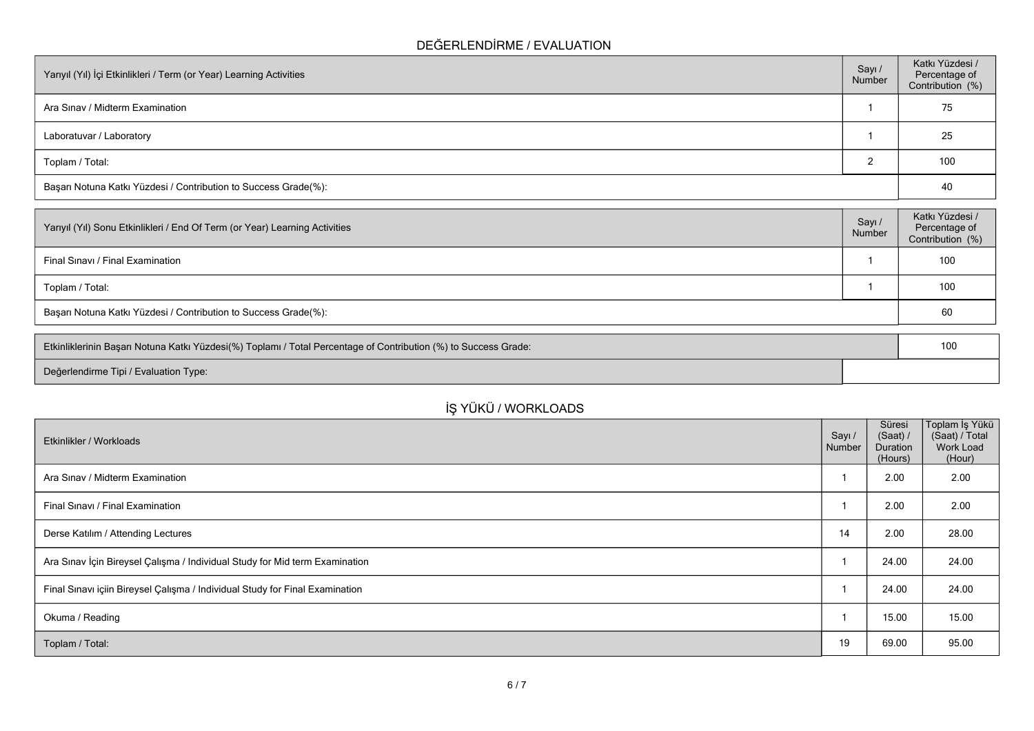## DEĞERLENDİRME / EVALUATION

| Yarıyıl (Yıl) İçi Etkinlikleri / Term (or Year) Learning Activities | Sayı / Number | Katkı Yüzdesi / Percentage of Contribution (%) |
|---|---|---|
| Ara Sınav / Midterm Examination | 1 | 75 |
| Laboratuvar / Laboratory | 1 | 25 |
| Toplam / Total: | 2 | 100 |
| Başarı Notuna Katkı Yüzdesi / Contribution to Success Grade(%): | | 40 |

| Yarıyıl (Yıl) Sonu Etkinlikleri / End Of Term (or Year) Learning Activities | Sayı / Number | Katkı Yüzdesi / Percentage of Contribution (%) |
|---|---|---|
| Final Sınavı / Final Examination | 1 | 100 |
| Toplam / Total: | 1 | 100 |
| Başarı Notuna Katkı Yüzdesi / Contribution to Success Grade(%): | | 60 |

| | |
|---|---|
| Etkinliklerinin Başarı Notuna Katkı Yüzdesi(%) Toplamı / Total Percentage of Contribution (%) to Success Grade: | 100 |
| Değerlendirme Tipi / Evaluation Type: | |

## İŞ YÜKÜ / WORKLOADS

| Etkinlikler / Workloads | Sayı / Number | Süresi (Saat) / Duration (Hours) | Toplam İş Yükü (Saat) / Total Work Load (Hour) |
|---|---|---|---|
| Ara Sınav / Midterm Examination | 1 | 2.00 | 2.00 |
| Final Sınavı / Final Examination | 1 | 2.00 | 2.00 |
| Derse Katılım / Attending Lectures | 14 | 2.00 | 28.00 |
| Ara Sınav İçin Bireysel Çalışma / Individual Study for Mid term Examination | 1 | 24.00 | 24.00 |
| Final Sınavı içiin Bireysel Çalışma / Individual Study for Final Examination | 1 | 24.00 | 24.00 |
| Okuma / Reading | 1 | 15.00 | 15.00 |
| Toplam / Total: | 19 | 69.00 | 95.00 |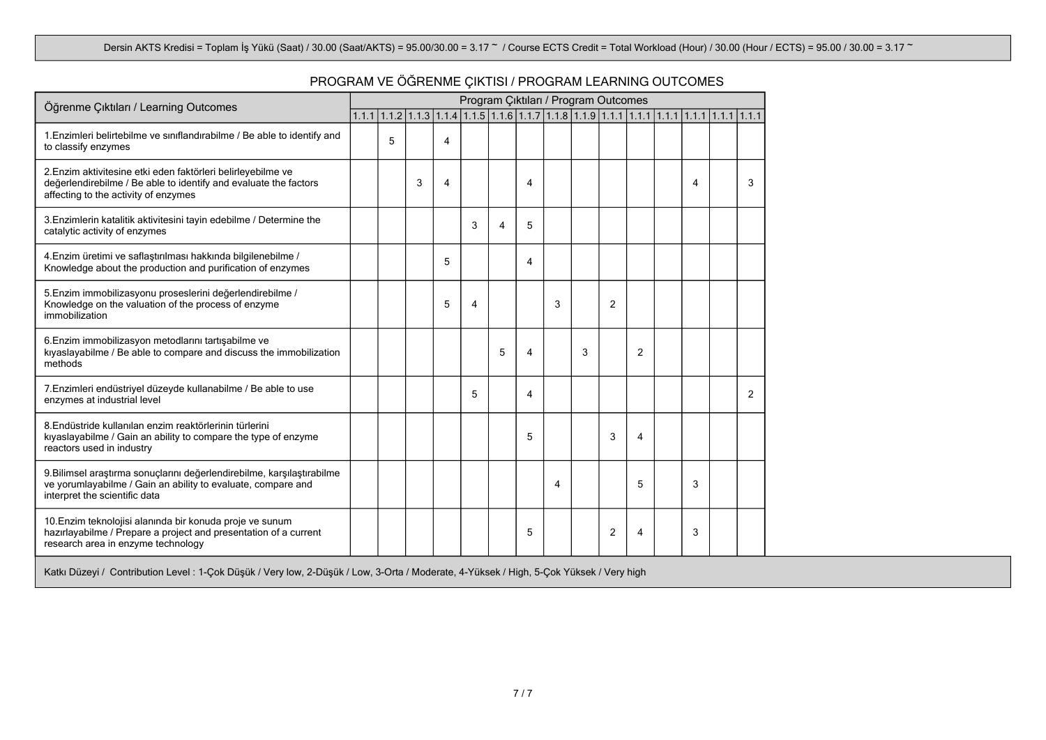Dersin AKTS Kredisi = Toplam İş Yükü (Saat) / 30.00 (Saat/AKTS) = 95.00/30.00 = 3.17 ~ / Course ECTS Credit = Total Workload (Hour) / 30.00 (Hour / ECTS) = 95.00 / 30.00 = 3.17 ~

## PROGRAM VE ÖĞRENME ÇIKTISI / PROGRAM LEARNING OUTCOMES

| Öğrenme Çıktıları / Learning Outcomes | Program Çıktıları / Program Outcomes | | | | | | | | | | | | | | |
|---|---|---|---|---|---|---|---|---|---|---|---|---|---|---|---|
| | 1.1.1 | 1.1.2 | 1.1.3 | 1.1.4 | 1.1.5 | 1.1.6 | 1.1.7 | 1.1.8 | 1.1.9 | 1.1.1 | 1.1.1 | 1.1.1 | 1.1.1 | 1.1.1 | 1.1.1 |
| 1.Enzimleri belirtebilme ve sınıflandırabilme / Be able to identify and to classify enzymes | | 5 | | 4 | | | | | | | | | | | |
| 2.Enzim aktivitesine etki eden faktörleri belirleyebilme ve değerlendirebilme / Be able to identify and evaluate the factors affecting to the activity of enzymes | | | 3 | 4 | | | 4 | | | | | | 4 | | 3 |
| 3.Enzimlerin katalitik aktivitesini tayin edebilme / Determine the catalytic activity of enzymes | | | | | 3 | 4 | 5 | | | | | | | | |
| 4.Enzim üretimi ve saflaştırılması hakkında bilgilenebilme / Knowledge about the production and purification of enzymes | | | | 5 | | | 4 | | | | | | | | |
| 5.Enzim immobilizasyonu proseslerini değerlendirebilme / Knowledge on the valuation of the process of enzyme immobilization | | | | 5 | 4 | | | 3 | | 2 | | | | | |
| 6.Enzim immobilizasyon metodlarını tartışabilme ve kıyaslayabilme / Be able to compare and discuss the immobilization methods | | | | | | 5 | 4 | | 3 | | 2 | | | | |
| 7.Enzimleri endüstriyel düzeyde kullanabilme / Be able to use enzymes at industrial level | | | | | 5 | | 4 | | | | | | | | 2 |
| 8.Endüstride kullanılan enzim reaktörlerinin türlerini kıyaslayabilme / Gain an ability to compare the type of enzyme reactors used in industry | | | | | | | 5 | | | 3 | 4 | | | | |
| 9.Bilimsel araştırma sonuçlarını değerlendirebilme, karşılaştırabilme ve yorumlayabilme / Gain an ability to evaluate, compare and interpret the scientific data | | | | | | | | 4 | | | 5 | | 3 | | |
| 10.Enzim teknolojisi alanında bir konuda proje ve sunum hazırlayabilme / Prepare a project and presentation of a current research area in enzyme technology | | | | | | | 5 | | | 2 | 4 | | 3 | | |

Katkı Düzeyi / Contribution Level : 1-Çok Düşük / Very low, 2-Düşük / Low, 3-Orta / Moderate, 4-Yüksek / High, 5-Çok Yüksek / Very high